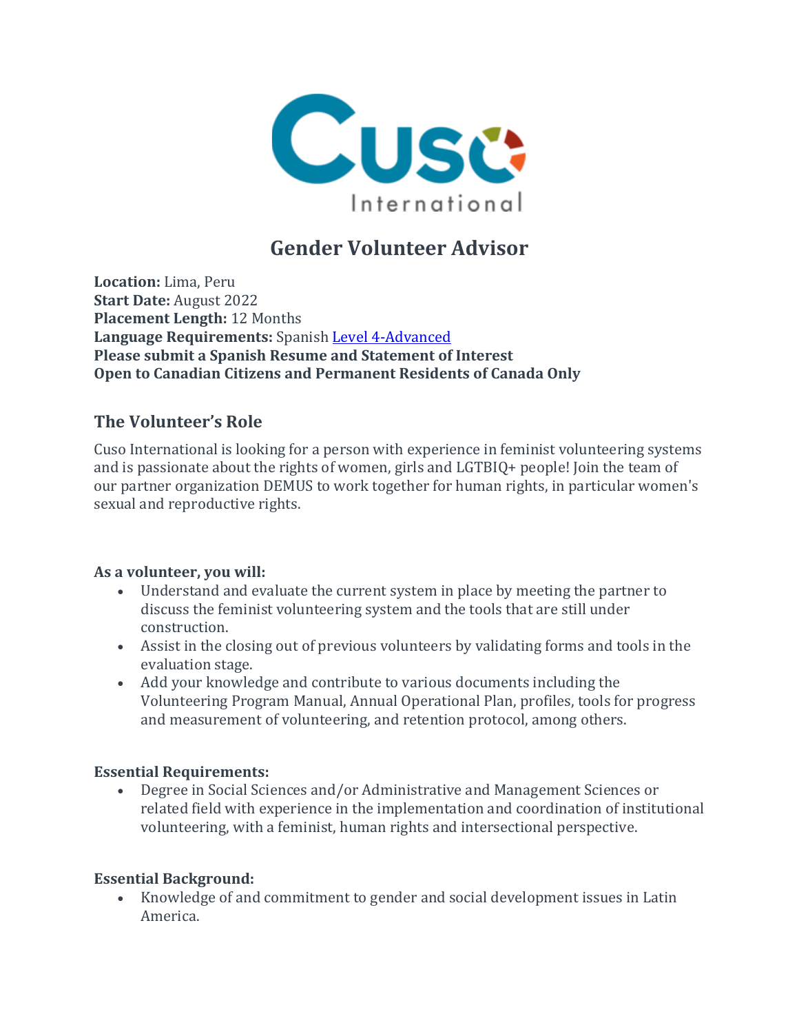# Gender Volunteer Advisor

**Location:** Lima, Peru
**Start Date:** August 2022
**Placement Length:** 12 Months
**Language Requirements:** Spanish Level 4-Advanced
**Please submit a Spanish Resume and Statement of Interest**
**Open to Canadian Citizens and Permanent Residents of Canada Only**

## The Volunteer's Role

Cuso International is looking for a person with experience in feminist volunteering systems and is passionate about the rights of women, girls and LGTBIQ+ people! Join the team of our partner organization DEMUS to work together for human rights, in particular women's sexual and reproductive rights.

**As a volunteer, you will:**

- Understand and evaluate the current system in place by meeting the partner to discuss the feminist volunteering system and the tools that are still under construction.
- Assist in the closing out of previous volunteers by validating forms and tools in the evaluation stage.
- Add your knowledge and contribute to various documents including the Volunteering Program Manual, Annual Operational Plan, profiles, tools for progress and measurement of volunteering, and retention protocol, among others.

**Essential Requirements:**

- Degree in Social Sciences and/or Administrative and Management Sciences or related field with experience in the implementation and coordination of institutional volunteering, with a feminist, human rights and intersectional perspective.

**Essential Background:**

- Knowledge of and commitment to gender and social development issues in Latin America.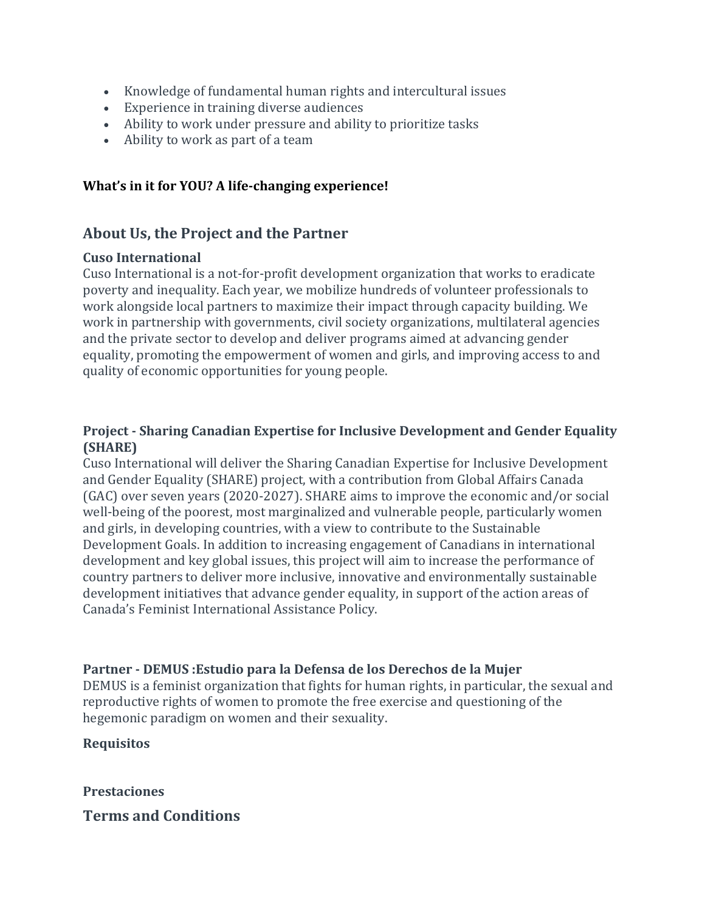- Knowledge of fundamental human rights and intercultural issues
- Experience in training diverse audiences
- Ability to work under pressure and ability to prioritize tasks
- Ability to work as part of a team

**What's in it for YOU? A life-changing experience!**

## About Us, the Project and the Partner

**Cuso International**
Cuso International is a not-for-profit development organization that works to eradicate poverty and inequality. Each year, we mobilize hundreds of volunteer professionals to work alongside local partners to maximize their impact through capacity building. We work in partnership with governments, civil society organizations, multilateral agencies and the private sector to develop and deliver programs aimed at advancing gender equality, promoting the empowerment of women and girls, and improving access to and quality of economic opportunities for young people.

**Project - Sharing Canadian Expertise for Inclusive Development and Gender Equality (SHARE)**
Cuso International will deliver the Sharing Canadian Expertise for Inclusive Development and Gender Equality (SHARE) project, with a contribution from Global Affairs Canada (GAC) over seven years (2020-2027). SHARE aims to improve the economic and/or social well-being of the poorest, most marginalized and vulnerable people, particularly women and girls, in developing countries, with a view to contribute to the Sustainable Development Goals. In addition to increasing engagement of Canadians in international development and key global issues, this project will aim to increase the performance of country partners to deliver more inclusive, innovative and environmentally sustainable development initiatives that advance gender equality, in support of the action areas of Canada's Feminist International Assistance Policy.

**Partner - DEMUS :Estudio para la Defensa de los Derechos de la Mujer**
DEMUS is a feminist organization that fights for human rights, in particular, the sexual and reproductive rights of women to promote the free exercise and questioning of the hegemonic paradigm on women and their sexuality.

**Requisitos**

**Prestaciones**

## Terms and Conditions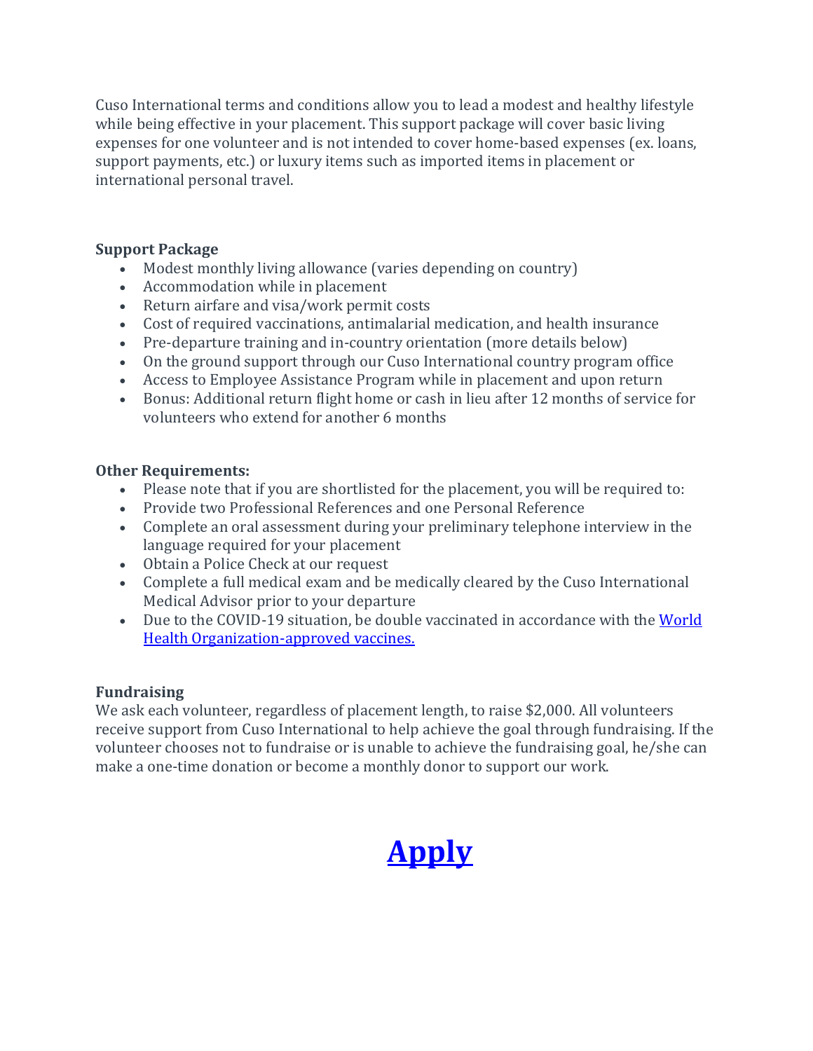Cuso International terms and conditions allow you to lead a modest and healthy lifestyle while being effective in your placement. This support package will cover basic living expenses for one volunteer and is not intended to cover home-based expenses (ex. loans, support payments, etc.) or luxury items such as imported items in placement or international personal travel.

**Support Package**

- Modest monthly living allowance (varies depending on country)
- Accommodation while in placement
- Return airfare and visa/work permit costs
- Cost of required vaccinations, antimalarial medication, and health insurance
- Pre-departure training and in-country orientation (more details below)
- On the ground support through our Cuso International country program office
- Access to Employee Assistance Program while in placement and upon return
- Bonus: Additional return flight home or cash in lieu after 12 months of service for volunteers who extend for another 6 months

**Other Requirements:**

- Please note that if you are shortlisted for the placement, you will be required to:
- Provide two Professional References and one Personal Reference
- Complete an oral assessment during your preliminary telephone interview in the language required for your placement
- Obtain a Police Check at our request
- Complete a full medical exam and be medically cleared by the Cuso International Medical Advisor prior to your departure
- Due to the COVID-19 situation, be double vaccinated in accordance with the [World Health Organization-approved vaccines.]()

**Fundraising**

We ask each volunteer, regardless of placement length, to raise $2,000. All volunteers receive support from Cuso International to help achieve the goal through fundraising. If the volunteer chooses not to fundraise or is unable to achieve the fundraising goal, he/she can make a one-time donation or become a monthly donor to support our work.

# [Apply]()